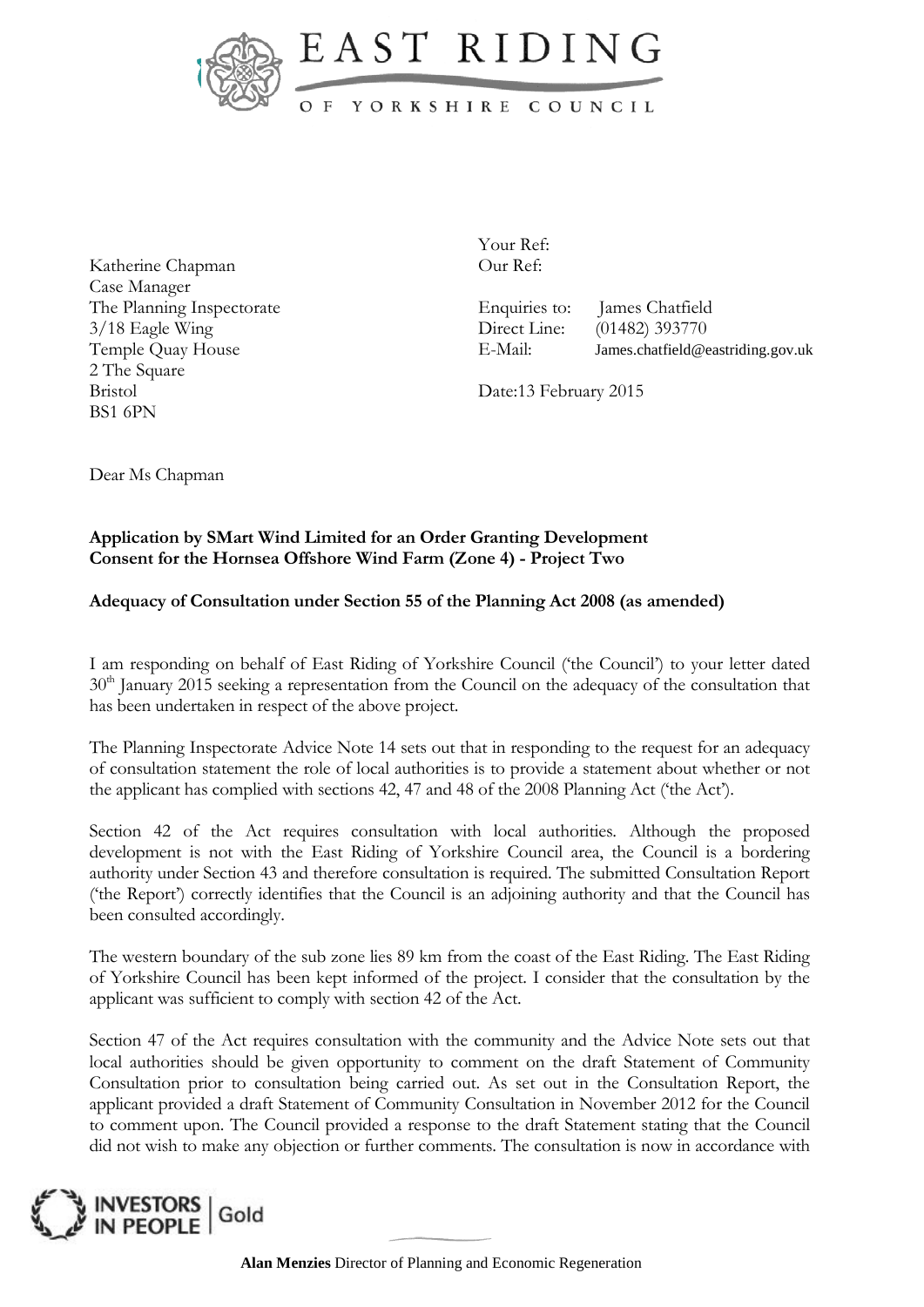EAST RIDING

OF YORKSHIRE COUNCIL

Katherine Chapman
Case Manager
The Planning Inspectorate
3/18 Eagle Wing
Temple Quay House
2 The Square
Bristol
BS1 6PN

Your Ref:
Our Ref:

Enquiries to: James Chatfield
Direct Line: (01482) 393770
E-Mail: James.chatfield@eastriding.gov.uk

Date:13 February 2015

Dear Ms Chapman

**Application by SMart Wind Limited for an Order Granting Development Consent for the Hornsea Offshore Wind Farm (Zone 4) - Project Two**

**Adequacy of Consultation under Section 55 of the Planning Act 2008 (as amended)**

I am responding on behalf of East Riding of Yorkshire Council ('the Council') to your letter dated 30th January 2015 seeking a representation from the Council on the adequacy of the consultation that has been undertaken in respect of the above project.

The Planning Inspectorate Advice Note 14 sets out that in responding to the request for an adequacy of consultation statement the role of local authorities is to provide a statement about whether or not the applicant has complied with sections 42, 47 and 48 of the 2008 Planning Act ('the Act').

Section 42 of the Act requires consultation with local authorities. Although the proposed development is not with the East Riding of Yorkshire Council area, the Council is a bordering authority under Section 43 and therefore consultation is required. The submitted Consultation Report ('the Report') correctly identifies that the Council is an adjoining authority and that the Council has been consulted accordingly.

The western boundary of the sub zone lies 89 km from the coast of the East Riding. The East Riding of Yorkshire Council has been kept informed of the project. I consider that the consultation by the applicant was sufficient to comply with section 42 of the Act.

Section 47 of the Act requires consultation with the community and the Advice Note sets out that local authorities should be given opportunity to comment on the draft Statement of Community Consultation prior to consultation being carried out. As set out in the Consultation Report, the applicant provided a draft Statement of Community Consultation in November 2012 for the Council to comment upon. The Council provided a response to the draft Statement stating that the Council did not wish to make any objection or further comments. The consultation is now in accordance with

INVESTORS IN PEOPLE | Gold

**Alan Menzies** Director of Planning and Economic Regeneration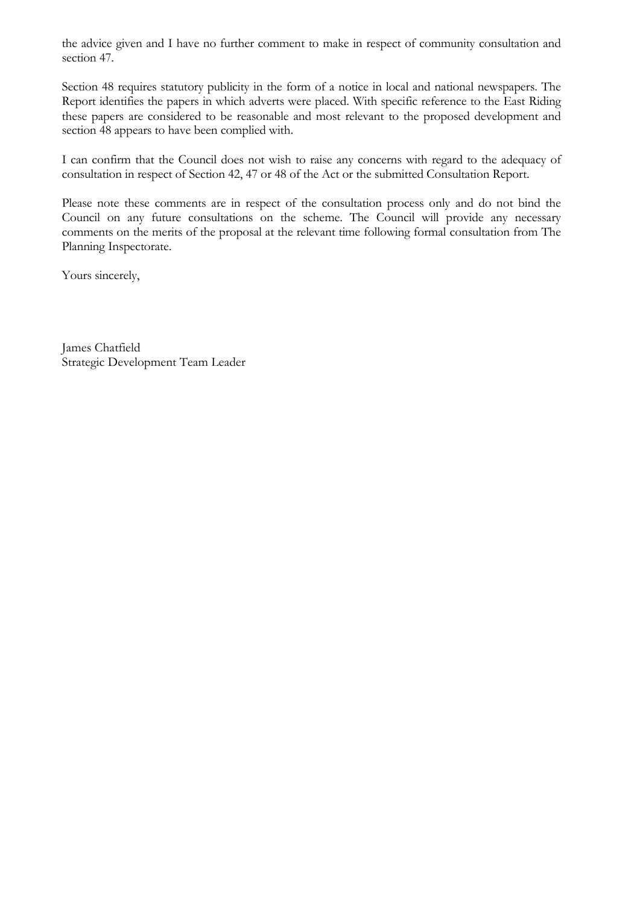the advice given and I have no further comment to make in respect of community consultation and section 47.

Section 48 requires statutory publicity in the form of a notice in local and national newspapers. The Report identifies the papers in which adverts were placed. With specific reference to the East Riding these papers are considered to be reasonable and most relevant to the proposed development and section 48 appears to have been complied with.

I can confirm that the Council does not wish to raise any concerns with regard to the adequacy of consultation in respect of Section 42, 47 or 48 of the Act or the submitted Consultation Report.

Please note these comments are in respect of the consultation process only and do not bind the Council on any future consultations on the scheme. The Council will provide any necessary comments on the merits of the proposal at the relevant time following formal consultation from The Planning Inspectorate.

Yours sincerely,

James Chatfield
Strategic Development Team Leader